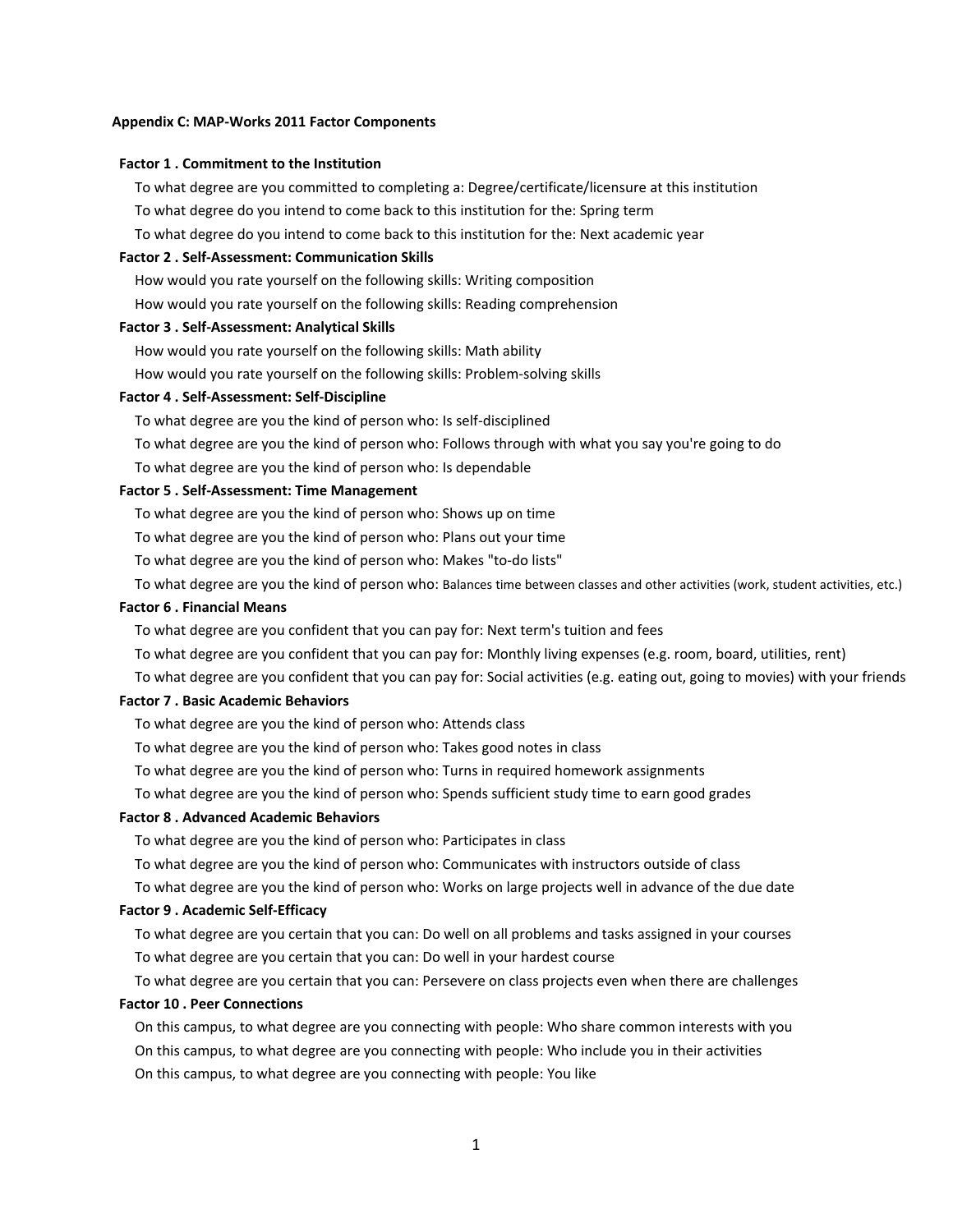**Appendix C: MAP-Works 2011 Factor Components**

**Factor 1 . Commitment to the Institution**

To what degree are you committed to completing a: Degree/certificate/licensure at this institution

To what degree do you intend to come back to this institution for the: Spring term

To what degree do you intend to come back to this institution for the: Next academic year

**Factor 2 . Self-Assessment: Communication Skills**

How would you rate yourself on the following skills: Writing composition

How would you rate yourself on the following skills: Reading comprehension

**Factor 3 . Self-Assessment: Analytical Skills**

How would you rate yourself on the following skills: Math ability

How would you rate yourself on the following skills: Problem-solving skills

**Factor 4 . Self-Assessment: Self-Discipline**

To what degree are you the kind of person who: Is self-disciplined

To what degree are you the kind of person who: Follows through with what you say you're going to do

To what degree are you the kind of person who: Is dependable

**Factor 5 . Self-Assessment: Time Management**

To what degree are you the kind of person who: Shows up on time

To what degree are you the kind of person who: Plans out your time

To what degree are you the kind of person who: Makes "to-do lists"

To what degree are you the kind of person who: Balances time between classes and other activities (work, student activities, etc.)

**Factor 6 . Financial Means**

To what degree are you confident that you can pay for: Next term's tuition and fees

To what degree are you confident that you can pay for: Monthly living expenses (e.g. room, board, utilities, rent)

To what degree are you confident that you can pay for: Social activities (e.g. eating out, going to movies) with your friends

**Factor 7 . Basic Academic Behaviors**

To what degree are you the kind of person who: Attends class

To what degree are you the kind of person who: Takes good notes in class

To what degree are you the kind of person who: Turns in required homework assignments

To what degree are you the kind of person who: Spends sufficient study time to earn good grades

**Factor 8 . Advanced Academic Behaviors**

To what degree are you the kind of person who: Participates in class

To what degree are you the kind of person who: Communicates with instructors outside of class

To what degree are you the kind of person who: Works on large projects well in advance of the due date

**Factor 9 . Academic Self-Efficacy**

To what degree are you certain that you can: Do well on all problems and tasks assigned in your courses

To what degree are you certain that you can: Do well in your hardest course

To what degree are you certain that you can: Persevere on class projects even when there are challenges

**Factor 10 . Peer Connections**

On this campus, to what degree are you connecting with people: Who share common interests with you

On this campus, to what degree are you connecting with people: Who include you in their activities

On this campus, to what degree are you connecting with people: You like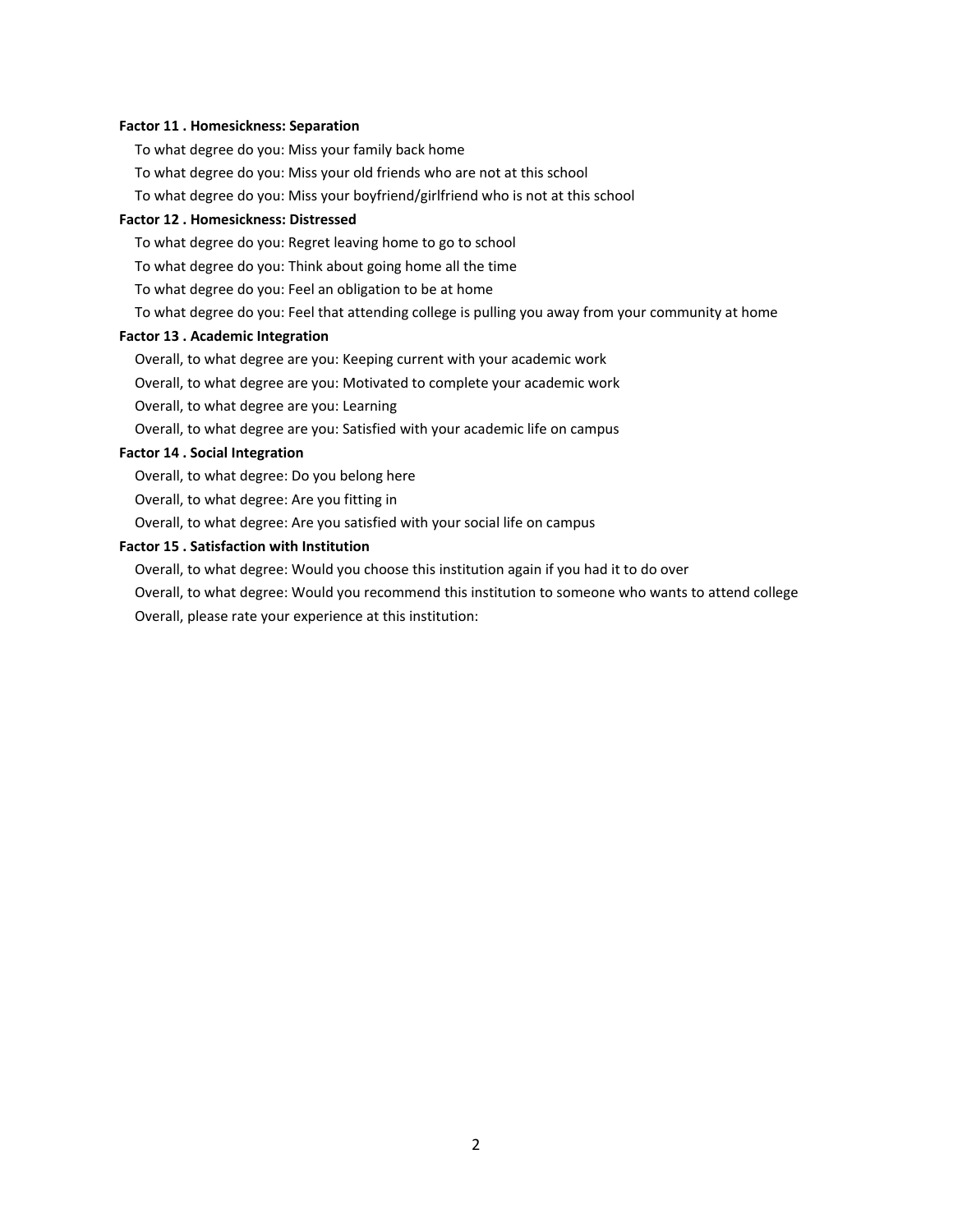**Factor 11 . Homesickness: Separation**

To what degree do you: Miss your family back home

To what degree do you: Miss your old friends who are not at this school

To what degree do you: Miss your boyfriend/girlfriend who is not at this school

**Factor 12 . Homesickness: Distressed**

To what degree do you: Regret leaving home to go to school

To what degree do you: Think about going home all the time

To what degree do you: Feel an obligation to be at home

To what degree do you: Feel that attending college is pulling you away from your community at home

**Factor 13 . Academic Integration**

Overall, to what degree are you: Keeping current with your academic work

Overall, to what degree are you: Motivated to complete your academic work

Overall, to what degree are you: Learning

Overall, to what degree are you: Satisfied with your academic life on campus

**Factor 14 . Social Integration**

Overall, to what degree: Do you belong here

Overall, to what degree: Are you fitting in

Overall, to what degree: Are you satisfied with your social life on campus

**Factor 15 . Satisfaction with Institution**

Overall, to what degree: Would you choose this institution again if you had it to do over

Overall, to what degree: Would you recommend this institution to someone who wants to attend college

Overall, please rate your experience at this institution: